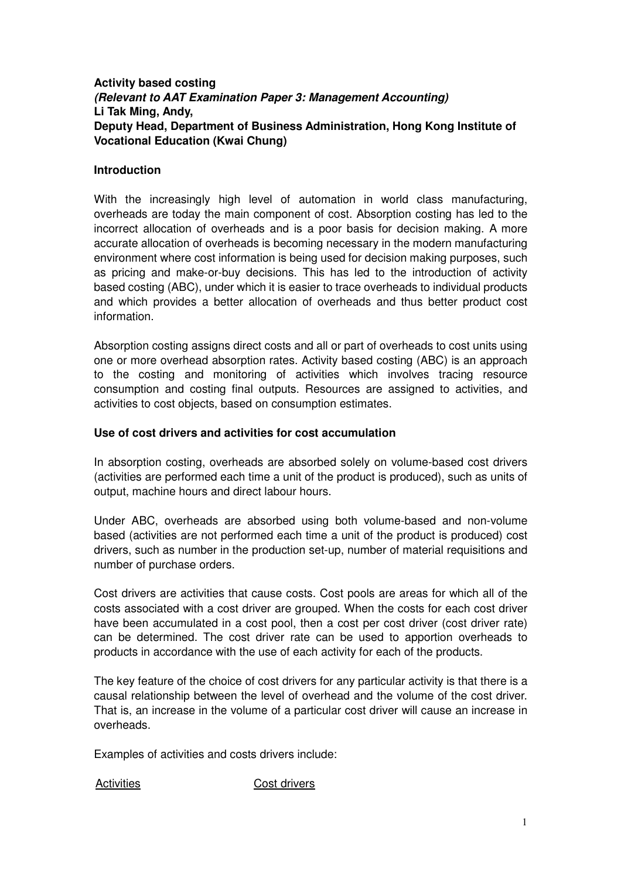**Activity based costing**
***(Relevant to AAT Examination Paper 3: Management Accounting)***
**Li Tak Ming, Andy,**
**Deputy Head, Department of Business Administration, Hong Kong Institute of Vocational Education (Kwai Chung)**

## Introduction

With the increasingly high level of automation in world class manufacturing, overheads are today the main component of cost. Absorption costing has led to the incorrect allocation of overheads and is a poor basis for decision making. A more accurate allocation of overheads is becoming necessary in the modern manufacturing environment where cost information is being used for decision making purposes, such as pricing and make-or-buy decisions. This has led to the introduction of activity based costing (ABC), under which it is easier to trace overheads to individual products and which provides a better allocation of overheads and thus better product cost information.

Absorption costing assigns direct costs and all or part of overheads to cost units using one or more overhead absorption rates. Activity based costing (ABC) is an approach to the costing and monitoring of activities which involves tracing resource consumption and costing final outputs. Resources are assigned to activities, and activities to cost objects, based on consumption estimates.

## Use of cost drivers and activities for cost accumulation

In absorption costing, overheads are absorbed solely on volume-based cost drivers (activities are performed each time a unit of the product is produced), such as units of output, machine hours and direct labour hours.

Under ABC, overheads are absorbed using both volume-based and non-volume based (activities are not performed each time a unit of the product is produced) cost drivers, such as number in the production set-up, number of material requisitions and number of purchase orders.

Cost drivers are activities that cause costs. Cost pools are areas for which all of the costs associated with a cost driver are grouped. When the costs for each cost driver have been accumulated in a cost pool, then a cost per cost driver (cost driver rate) can be determined. The cost driver rate can be used to apportion overheads to products in accordance with the use of each activity for each of the products.

The key feature of the choice of cost drivers for any particular activity is that there is a causal relationship between the level of overhead and the volume of the cost driver. That is, an increase in the volume of a particular cost driver will cause an increase in overheads.

Examples of activities and costs drivers include:

| Activities | Cost drivers |
|---|---|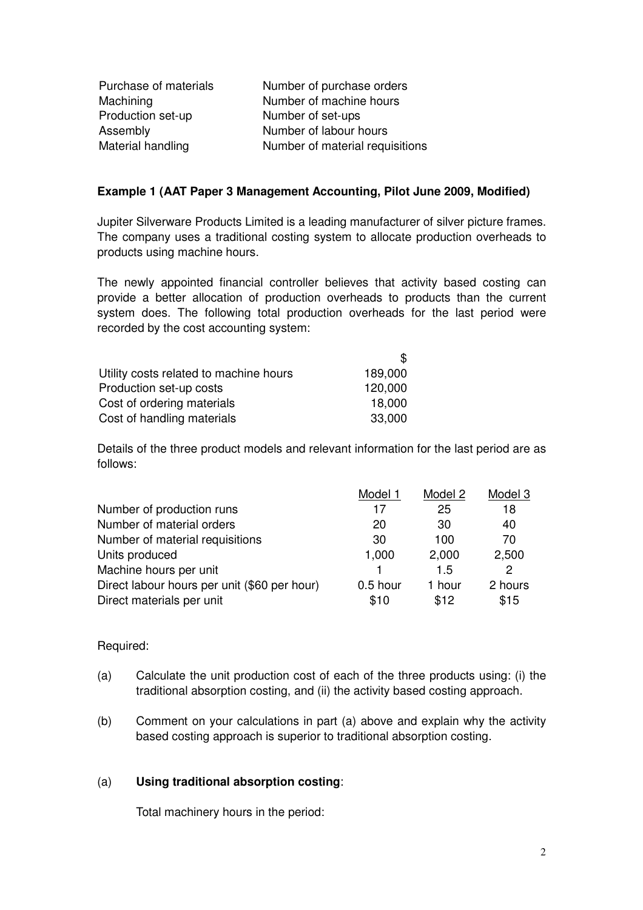| | |
|---|---|
| Purchase of materials | Number of purchase orders |
| Machining | Number of machine hours |
| Production set-up | Number of set-ups |
| Assembly | Number of labour hours |
| Material handling | Number of material requisitions |

**Example 1 (AAT Paper 3 Management Accounting, Pilot June 2009, Modified)**

Jupiter Silverware Products Limited is a leading manufacturer of silver picture frames. The company uses a traditional costing system to allocate production overheads to products using machine hours.

The newly appointed financial controller believes that activity based costing can provide a better allocation of production overheads to products than the current system does. The following total production overheads for the last period were recorded by the cost accounting system:

| | $ |
|---|---|
| Utility costs related to machine hours | 189,000 |
| Production set-up costs | 120,000 |
| Cost of ordering materials | 18,000 |
| Cost of handling materials | 33,000 |

Details of the three product models and relevant information for the last period are as follows:

| | Model 1 | Model 2 | Model 3 |
|---|---|---|---|
| Number of production runs | 17 | 25 | 18 |
| Number of material orders | 20 | 30 | 40 |
| Number of material requisitions | 30 | 100 | 70 |
| Units produced | 1,000 | 2,000 | 2,500 |
| Machine hours per unit | 1 | 1.5 | 2 |
| Direct labour hours per unit ($60 per hour) | 0.5 hour | 1 hour | 2 hours |
| Direct materials per unit | $10 | $12 | $15 |

Required:

(a) Calculate the unit production cost of each of the three products using: (i) the traditional absorption costing, and (ii) the activity based costing approach.

(b) Comment on your calculations in part (a) above and explain why the activity based costing approach is superior to traditional absorption costing.

(a) **Using traditional absorption costing**:

Total machinery hours in the period: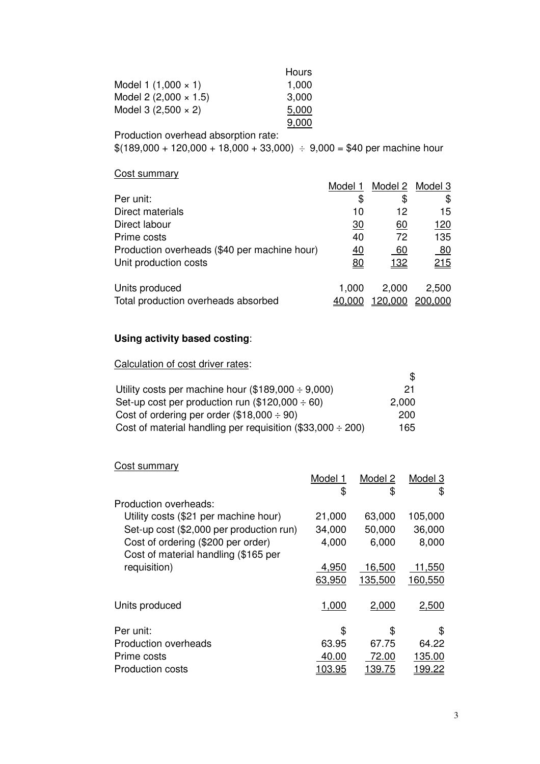| | Hours |
|---|---|
| Model 1 (1,000 × 1) | 1,000 |
| Model 2 (2,000 × 1.5) | 3,000 |
| Model 3 (2,500 × 2) | 5,000 |
| | 9,000 |

Production overhead absorption rate:

$(189,000 + 120,000 + 18,000 + 33,000) ÷ 9,000 = $40 per machine hour

Cost summary

| | Model 1 | Model 2 | Model 3 |
|---|---|---|---|
| Per unit: | $ | $ | $ |
| Direct materials | 10 | 12 | 15 |
| Direct labour | 30 | 60 | 120 |
| Prime costs | 40 | 72 | 135 |
| Production overheads ($40 per machine hour) | 40 | 60 | 80 |
| Unit production costs | 80 | 132 | 215 |
| | | | |
| Units produced | 1,000 | 2,000 | 2,500 |
| Total production overheads absorbed | 40,000 | 120,000 | 200,000 |

**Using activity based costing**:

Calculation of cost driver rates:

| | $ |
|---|---|
| Utility costs per machine hour ($189,000 ÷ 9,000) | 21 |
| Set-up cost per production run ($120,000 ÷ 60) | 2,000 |
| Cost of ordering per order ($18,000 ÷ 90) | 200 |
| Cost of material handling per requisition ($33,000 ÷ 200) | 165 |

Cost summary

| | Model 1 | Model 2 | Model 3 |
|---|---|---|---|
| | $ | $ | $ |
| Production overheads: | | | |
| Utility costs ($21 per machine hour) | 21,000 | 63,000 | 105,000 |
| Set-up cost ($2,000 per production run) | 34,000 | 50,000 | 36,000 |
| Cost of ordering ($200 per order) | 4,000 | 6,000 | 8,000 |
| Cost of material handling ($165 per requisition) | 4,950 | 16,500 | 11,550 |
| | 63,950 | 135,500 | 160,550 |
| | | | |
| Units produced | 1,000 | 2,000 | 2,500 |
| | | | |
| Per unit: | $ | $ | $ |
| Production overheads | 63.95 | 67.75 | 64.22 |
| Prime costs | 40.00 | 72.00 | 135.00 |
| Production costs | 103.95 | 139.75 | 199.22 |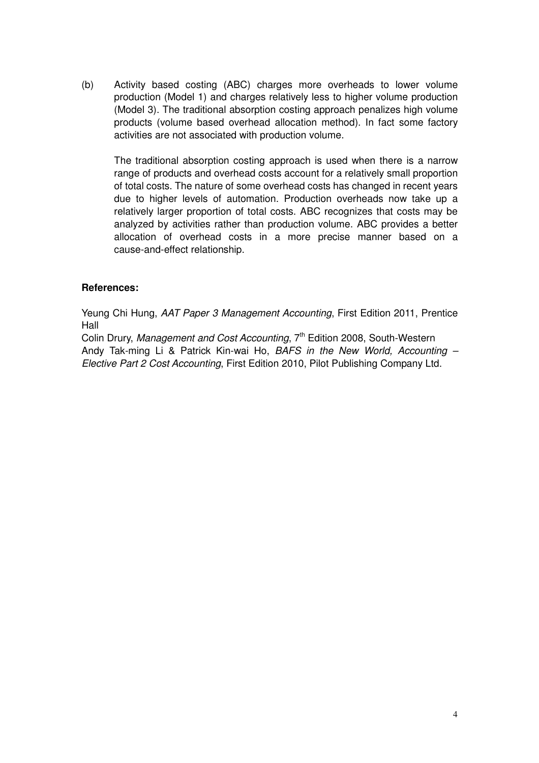(b) Activity based costing (ABC) charges more overheads to lower volume production (Model 1) and charges relatively less to higher volume production (Model 3). The traditional absorption costing approach penalizes high volume products (volume based overhead allocation method). In fact some factory activities are not associated with production volume.

The traditional absorption costing approach is used when there is a narrow range of products and overhead costs account for a relatively small proportion of total costs. The nature of some overhead costs has changed in recent years due to higher levels of automation. Production overheads now take up a relatively larger proportion of total costs. ABC recognizes that costs may be analyzed by activities rather than production volume. ABC provides a better allocation of overhead costs in a more precise manner based on a cause-and-effect relationship.

**References:**

Yeung Chi Hung, *AAT Paper 3 Management Accounting*, First Edition 2011, Prentice Hall

Colin Drury, *Management and Cost Accounting*, 7th Edition 2008, South-Western

Andy Tak-ming Li & Patrick Kin-wai Ho, *BAFS in the New World, Accounting – Elective Part 2 Cost Accounting*, First Edition 2010, Pilot Publishing Company Ltd.